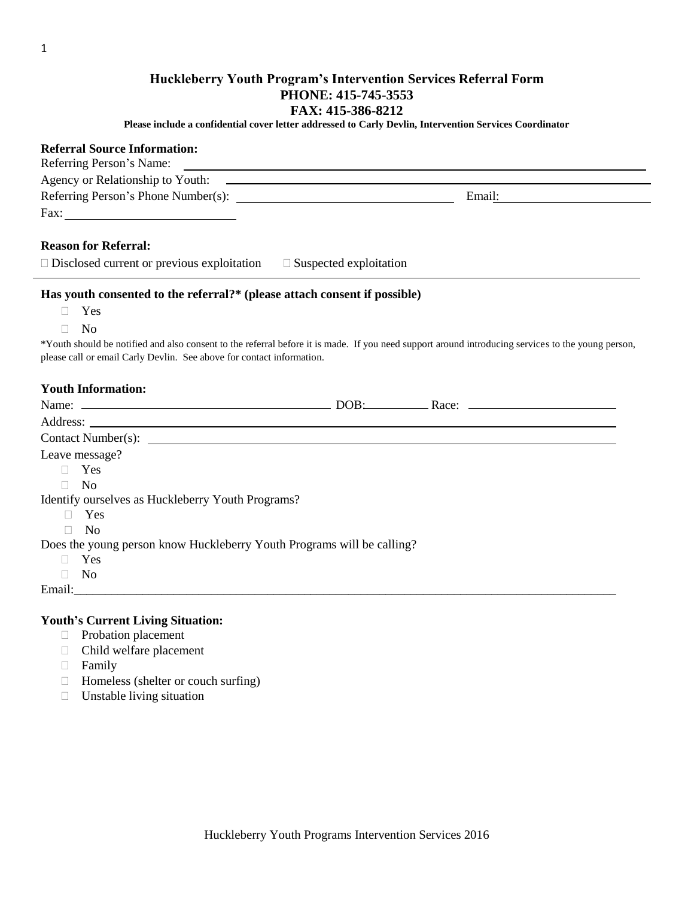## Huckleberry Youth Program's Intervention Services Referral Form

**PHONE: 415-745-3553**

**FAX: 415-386-8212**

**Please include a confidential cover letter addressed to Carly Devlin, Intervention Services Coordinator**

**Referral Source Information:**

Referring Person's Name: ________________________________________

Agency or Relationship to Youth: ________________________________________

Referring Person's Phone Number(s): ____________________ Email: ____________________

Fax: ____________________

**Reason for Referral:**

☐ Disclosed current or previous exploitation ☐ Suspected exploitation

---

**Has youth consented to the referral?* (please attach consent if possible)**

- ☐ Yes
- ☐ No

*Youth should be notified and also consent to the referral before it is made. If you need support around introducing services to the young person, please call or email Carly Devlin. See above for contact information.

**Youth Information:**

Name: ____________________ DOB: __________ Race: ____________________

Address: ________________________________________

Contact Number(s): ________________________________________

Leave message?

- ☐ Yes
- ☐ No

Identify ourselves as Huckleberry Youth Programs?

- ☐ Yes
- ☐ No

Does the young person know Huckleberry Youth Programs will be calling?

- ☐ Yes
- ☐ No

Email: ________________________________________

**Youth's Current Living Situation:**

- ☐ Probation placement
- ☐ Child welfare placement
- ☐ Family
- ☐ Homeless (shelter or couch surfing)
- ☐ Unstable living situation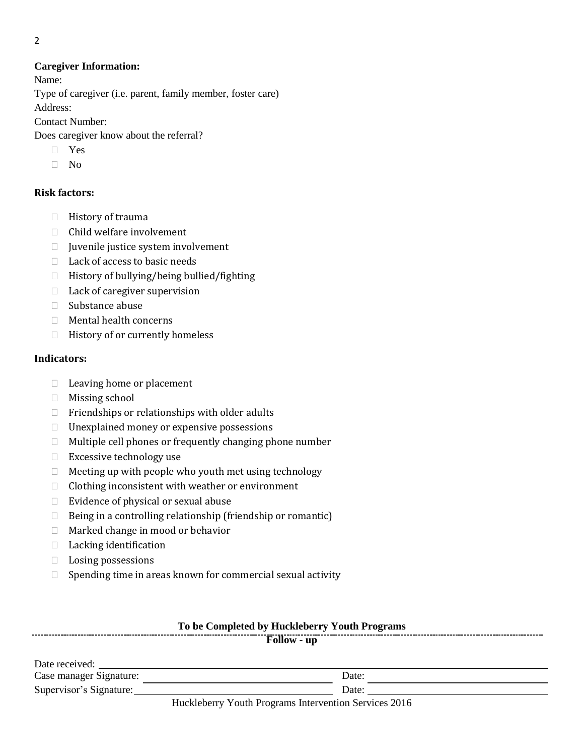**Caregiver Information:**

Name:

Type of caregiver (i.e. parent, family member, foster care)

Address:

Contact Number:

Does caregiver know about the referral?

- ☐ Yes
- ☐ No

**Risk factors:**

- ☐ History of trauma
- ☐ Child welfare involvement
- ☐ Juvenile justice system involvement
- ☐ Lack of access to basic needs
- ☐ History of bullying/being bullied/fighting
- ☐ Lack of caregiver supervision
- ☐ Substance abuse
- ☐ Mental health concerns
- ☐ History of or currently homeless

**Indicators:**

- ☐ Leaving home or placement
- ☐ Missing school
- ☐ Friendships or relationships with older adults
- ☐ Unexplained money or expensive possessions
- ☐ Multiple cell phones or frequently changing phone number
- ☐ Excessive technology use
- ☐ Meeting up with people who youth met using technology
- ☐ Clothing inconsistent with weather or environment
- ☐ Evidence of physical or sexual abuse
- ☐ Being in a controlling relationship (friendship or romantic)
- ☐ Marked change in mood or behavior
- ☐ Lacking identification
- ☐ Losing possessions
- ☐ Spending time in areas known for commercial sexual activity

**To be Completed by Huckleberry Youth Programs**

---

**Follow - up**

Date received: ______________________________

Case manager Signature: ______________________ Date: ______________________

Supervisor's Signature: ______________________ Date: ______________________

Huckleberry Youth Programs Intervention Services 2016